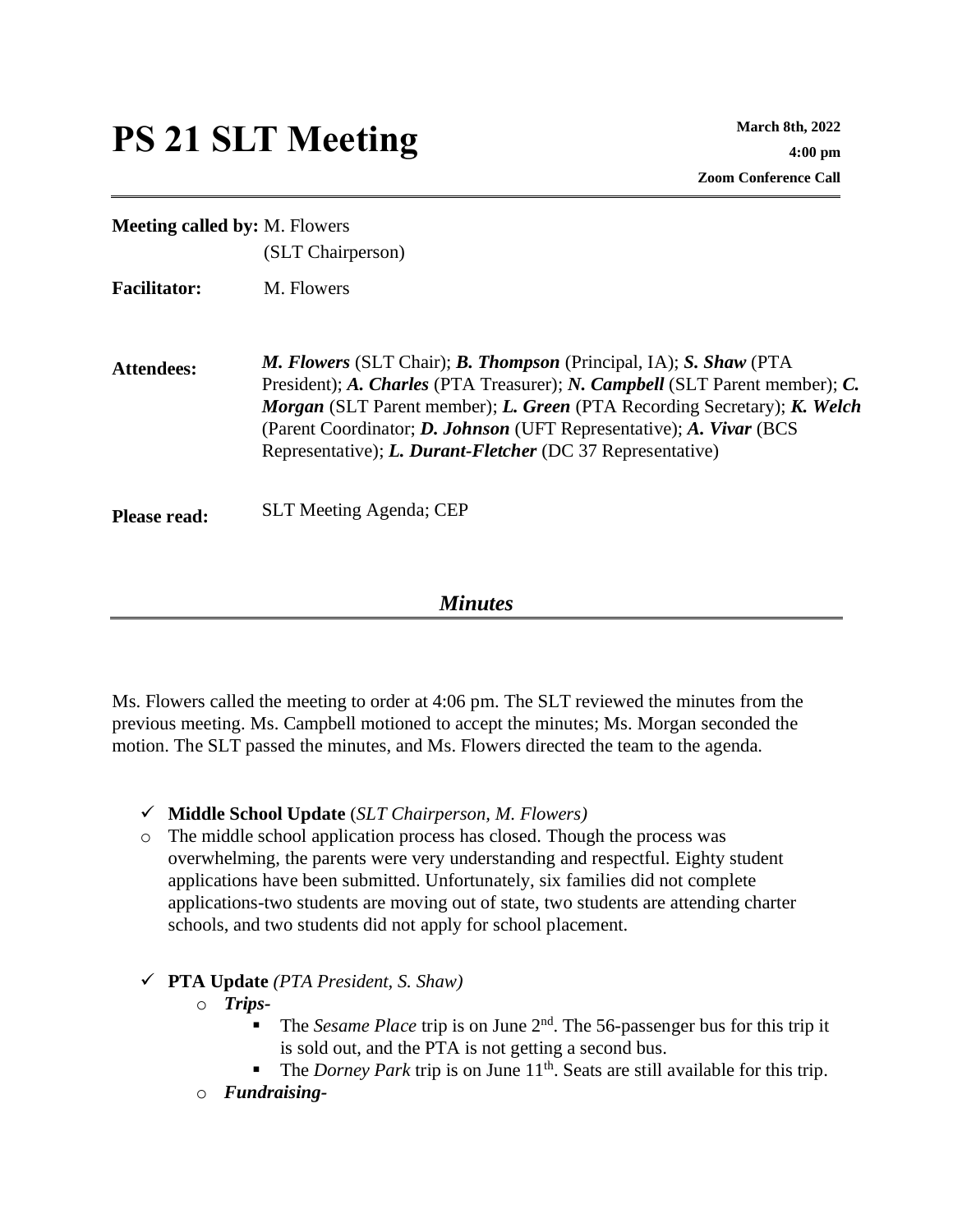# PS 21 SLT Meeting

**March 8th, 2022**
**4:00 pm**
**Zoom Conference Call**

---

**Meeting called by:** M. Flowers (SLT Chairperson)

**Facilitator:** M. Flowers

**Attendees:** ***M. Flowers*** (SLT Chair); ***B. Thompson*** (Principal, IA); ***S. Shaw*** (PTA President); ***A. Charles*** (PTA Treasurer); ***N. Campbell*** (SLT Parent member); ***C. Morgan*** (SLT Parent member); ***L. Green*** (PTA Recording Secretary); ***K. Welch*** (Parent Coordinator; ***D. Johnson*** (UFT Representative); ***A. Vivar*** (BCS Representative); ***L. Durant-Fletcher*** (DC 37 Representative)

**Please read:** SLT Meeting Agenda; CEP

## *Minutes*

Ms. Flowers called the meeting to order at 4:06 pm. The SLT reviewed the minutes from the previous meeting. Ms. Campbell motioned to accept the minutes; Ms. Morgan seconded the motion. The SLT passed the minutes, and Ms. Flowers directed the team to the agenda.

- ✓ **Middle School Update** (*SLT Chairperson, M. Flowers)*
  - The middle school application process has closed. Though the process was overwhelming, the parents were very understanding and respectful. Eighty student applications have been submitted. Unfortunately, six families did not complete applications-two students are moving out of state, two students are attending charter schools, and two students did not apply for school placement.

- ✓ **PTA Update** *(PTA President, S. Shaw)*
  - ***Trips-***
    - The *Sesame Place* trip is on June 2nd. The 56-passenger bus for this trip it is sold out, and the PTA is not getting a second bus.
    - The *Dorney Park* trip is on June 11th. Seats are still available for this trip.
  - ***Fundraising-***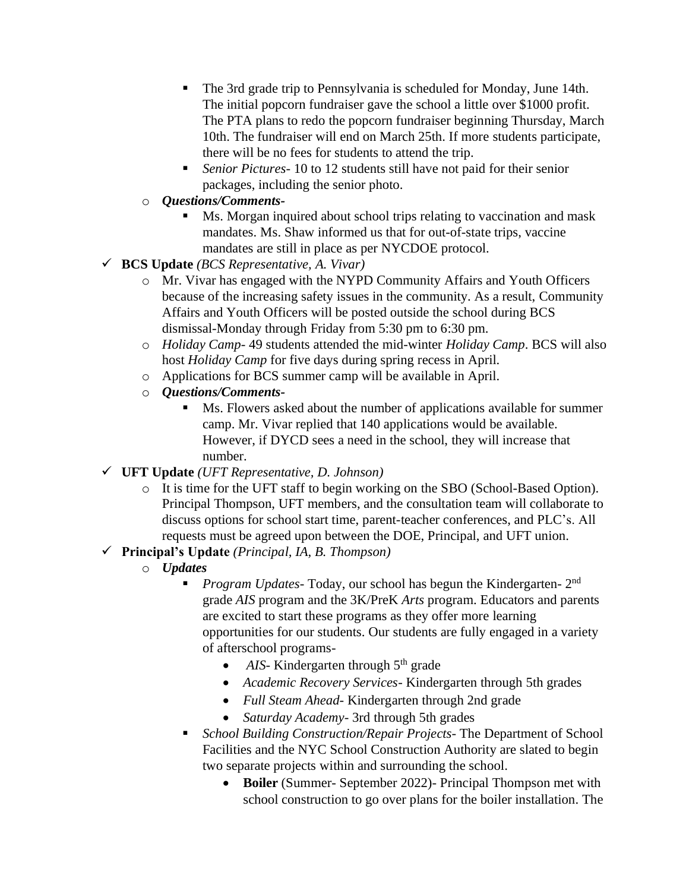- The 3rd grade trip to Pennsylvania is scheduled for Monday, June 14th. The initial popcorn fundraiser gave the school a little over $1000 profit. The PTA plans to redo the popcorn fundraiser beginning Thursday, March 10th. The fundraiser will end on March 25th. If more students participate, there will be no fees for students to attend the trip.
        - *Senior Pictures*- 10 to 12 students still have not paid for their senior packages, including the senior photo.
    - ***Questions/Comments-***
        - Ms. Morgan inquired about school trips relating to vaccination and mask mandates. Ms. Shaw informed us that for out-of-state trips, vaccine mandates are still in place as per NYCDOE protocol.
- ✓ **BCS Update** *(BCS Representative, A. Vivar)*
    - Mr. Vivar has engaged with the NYPD Community Affairs and Youth Officers because of the increasing safety issues in the community. As a result, Community Affairs and Youth Officers will be posted outside the school during BCS dismissal-Monday through Friday from 5:30 pm to 6:30 pm.
    - *Holiday Camp*- 49 students attended the mid-winter *Holiday Camp*. BCS will also host *Holiday Camp* for five days during spring recess in April.
    - Applications for BCS summer camp will be available in April.
    - ***Questions/Comments-***
        - Ms. Flowers asked about the number of applications available for summer camp. Mr. Vivar replied that 140 applications would be available. However, if DYCD sees a need in the school, they will increase that number.
- ✓ **UFT Update** *(UFT Representative, D. Johnson)*
    - It is time for the UFT staff to begin working on the SBO (School-Based Option). Principal Thompson, UFT members, and the consultation team will collaborate to discuss options for school start time, parent-teacher conferences, and PLC's. All requests must be agreed upon between the DOE, Principal, and UFT union.
- ✓ **Principal's Update** *(Principal, IA, B. Thompson)*
    - ***Updates***
        - *Program Updates*- Today, our school has begun the Kindergarten- 2nd grade *AIS* program and the 3K/PreK *Arts* program. Educators and parents are excited to start these programs as they offer more learning opportunities for our students. Our students are fully engaged in a variety of afterschool programs-
            - *AIS*- Kindergarten through 5th grade
            - *Academic Recovery Services*- Kindergarten through 5th grades
            - *Full Steam Ahead*- Kindergarten through 2nd grade
            - *Saturday Academy*- 3rd through 5th grades
        - *School Building Construction/Repair Projects*- The Department of School Facilities and the NYC School Construction Authority are slated to begin two separate projects within and surrounding the school.
            - **Boiler** (Summer- September 2022)- Principal Thompson met with school construction to go over plans for the boiler installation. The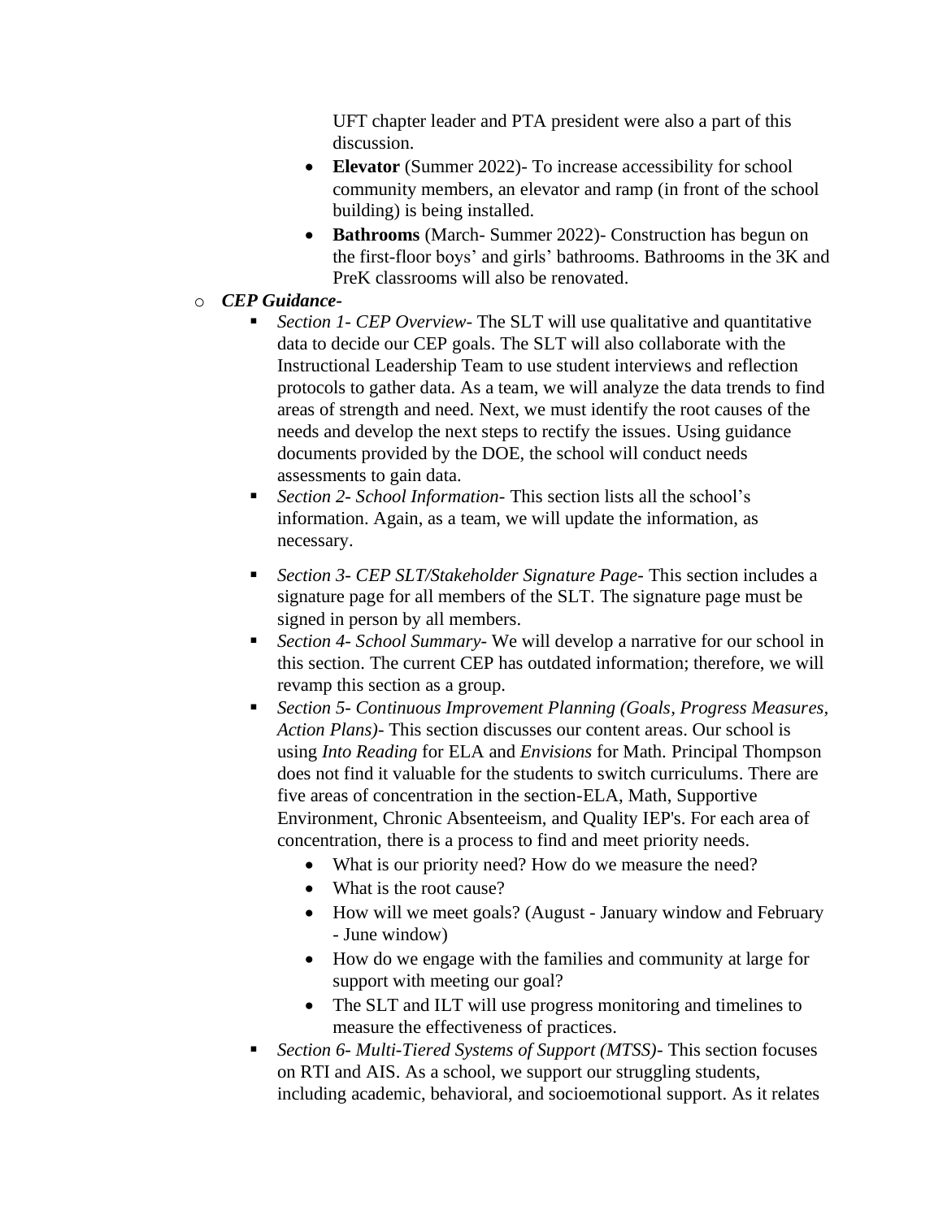UFT chapter leader and PTA president were also a part of this discussion.

- **Elevator** (Summer 2022)- To increase accessibility for school community members, an elevator and ramp (in front of the school building) is being installed.
- **Bathrooms** (March- Summer 2022)- Construction has begun on the first-floor boys' and girls' bathrooms. Bathrooms in the 3K and PreK classrooms will also be renovated.

- ***CEP Guidance-***
  - *Section 1- CEP Overview-* The SLT will use qualitative and quantitative data to decide our CEP goals. The SLT will also collaborate with the Instructional Leadership Team to use student interviews and reflection protocols to gather data. As a team, we will analyze the data trends to find areas of strength and need. Next, we must identify the root causes of the needs and develop the next steps to rectify the issues. Using guidance documents provided by the DOE, the school will conduct needs assessments to gain data.
  - *Section 2- School Information-* This section lists all the school's information. Again, as a team, we will update the information, as necessary.
  - *Section 3- CEP SLT/Stakeholder Signature Page-* This section includes a signature page for all members of the SLT. The signature page must be signed in person by all members.
  - *Section 4- School Summary-* We will develop a narrative for our school in this section. The current CEP has outdated information; therefore, we will revamp this section as a group.
  - *Section 5- Continuous Improvement Planning (Goals, Progress Measures, Action Plans)-* This section discusses our content areas. Our school is using *Into Reading* for ELA and *Envisions* for Math. Principal Thompson does not find it valuable for the students to switch curriculums. There are five areas of concentration in the section-ELA, Math, Supportive Environment, Chronic Absenteeism, and Quality IEP's. For each area of concentration, there is a process to find and meet priority needs.
    - What is our priority need? How do we measure the need?
    - What is the root cause?
    - How will we meet goals? (August - January window and February - June window)
    - How do we engage with the families and community at large for support with meeting our goal?
    - The SLT and ILT will use progress monitoring and timelines to measure the effectiveness of practices.
  - *Section 6- Multi-Tiered Systems of Support (MTSS)-* This section focuses on RTI and AIS. As a school, we support our struggling students, including academic, behavioral, and socioemotional support. As it relates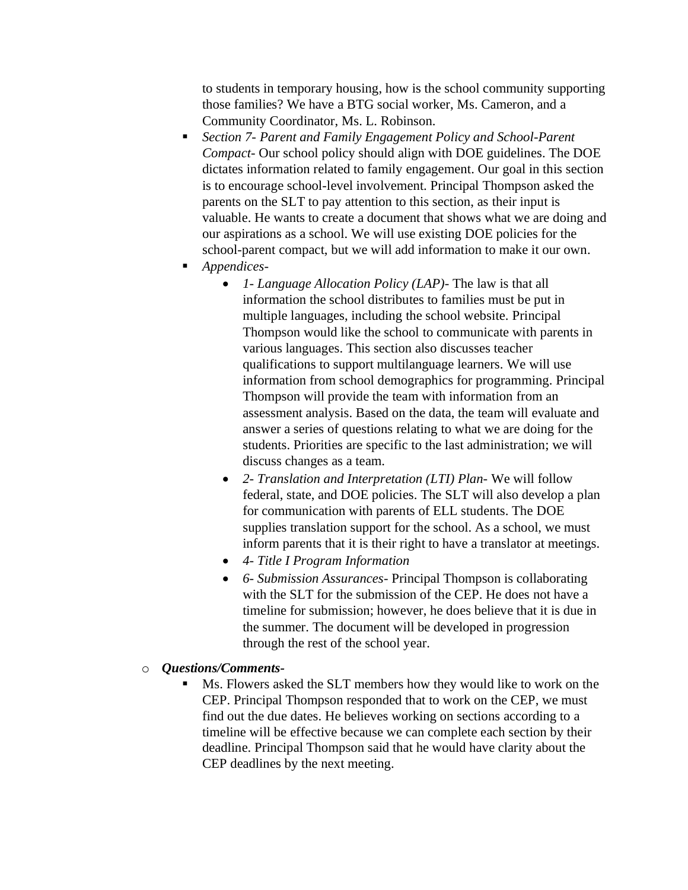to students in temporary housing, how is the school community supporting those families? We have a BTG social worker, Ms. Cameron, and a Community Coordinator, Ms. L. Robinson.

  - *Section 7- Parent and Family Engagement Policy and School-Parent Compact*- Our school policy should align with DOE guidelines. The DOE dictates information related to family engagement. Our goal in this section is to encourage school-level involvement. Principal Thompson asked the parents on the SLT to pay attention to this section, as their input is valuable. He wants to create a document that shows what we are doing and our aspirations as a school. We will use existing DOE policies for the school-parent compact, but we will add information to make it our own.
  - *Appendices-*
    - *1- Language Allocation Policy (LAP)*- The law is that all information the school distributes to families must be put in multiple languages, including the school website. Principal Thompson would like the school to communicate with parents in various languages. This section also discusses teacher qualifications to support multilanguage learners. We will use information from school demographics for programming. Principal Thompson will provide the team with information from an assessment analysis. Based on the data, the team will evaluate and answer a series of questions relating to what we are doing for the students. Priorities are specific to the last administration; we will discuss changes as a team.
    - *2- Translation and Interpretation (LTI) Plan*- We will follow federal, state, and DOE policies. The SLT will also develop a plan for communication with parents of ELL students. The DOE supplies translation support for the school. As a school, we must inform parents that it is their right to have a translator at meetings.
    - *4- Title I Program Information*
    - *6- Submission Assurances*- Principal Thompson is collaborating with the SLT for the submission of the CEP. He does not have a timeline for submission; however, he does believe that it is due in the summer. The document will be developed in progression through the rest of the school year.

- ***Questions/Comments-***
  - Ms. Flowers asked the SLT members how they would like to work on the CEP. Principal Thompson responded that to work on the CEP, we must find out the due dates. He believes working on sections according to a timeline will be effective because we can complete each section by their deadline. Principal Thompson said that he would have clarity about the CEP deadlines by the next meeting.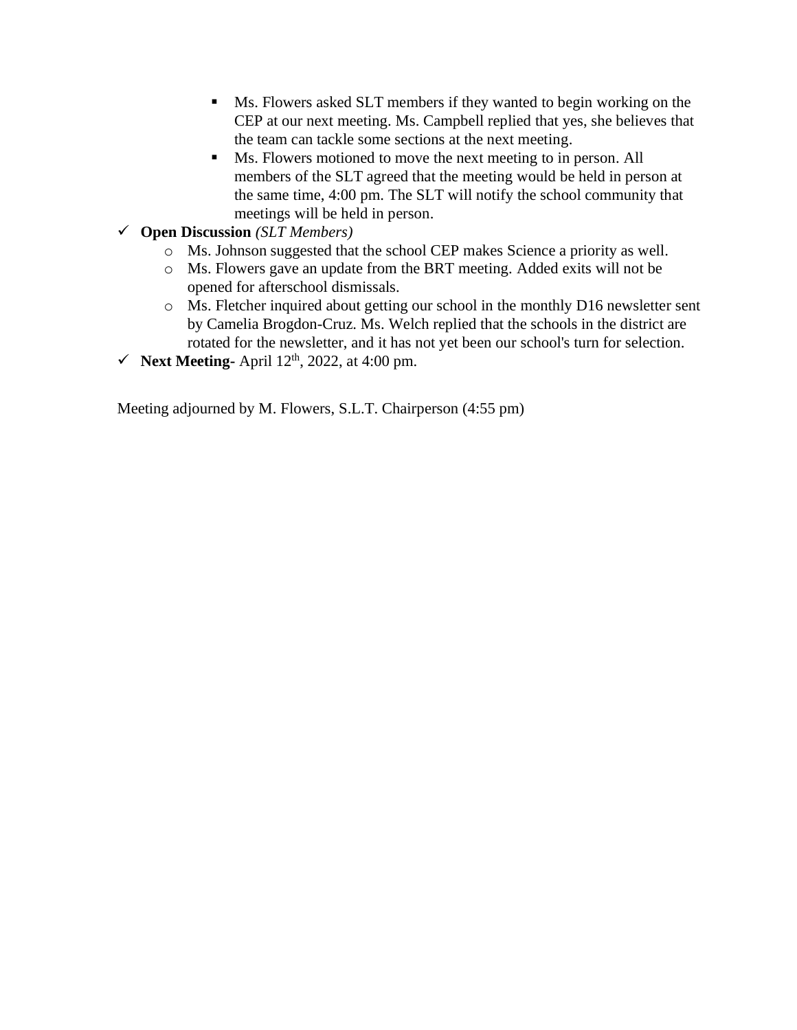- Ms. Flowers asked SLT members if they wanted to begin working on the CEP at our next meeting. Ms. Campbell replied that yes, she believes that the team can tackle some sections at the next meeting.
    - Ms. Flowers motioned to move the next meeting to in person. All members of the SLT agreed that the meeting would be held in person at the same time, 4:00 pm. The SLT will notify the school community that meetings will be held in person.

- ✓ **Open Discussion** *(SLT Members)*
  - Ms. Johnson suggested that the school CEP makes Science a priority as well.
  - Ms. Flowers gave an update from the BRT meeting. Added exits will not be opened for afterschool dismissals.
  - Ms. Fletcher inquired about getting our school in the monthly D16 newsletter sent by Camelia Brogdon-Cruz. Ms. Welch replied that the schools in the district are rotated for the newsletter, and it has not yet been our school's turn for selection.
- ✓ **Next Meeting-** April 12th, 2022, at 4:00 pm.

Meeting adjourned by M. Flowers, S.L.T. Chairperson (4:55 pm)